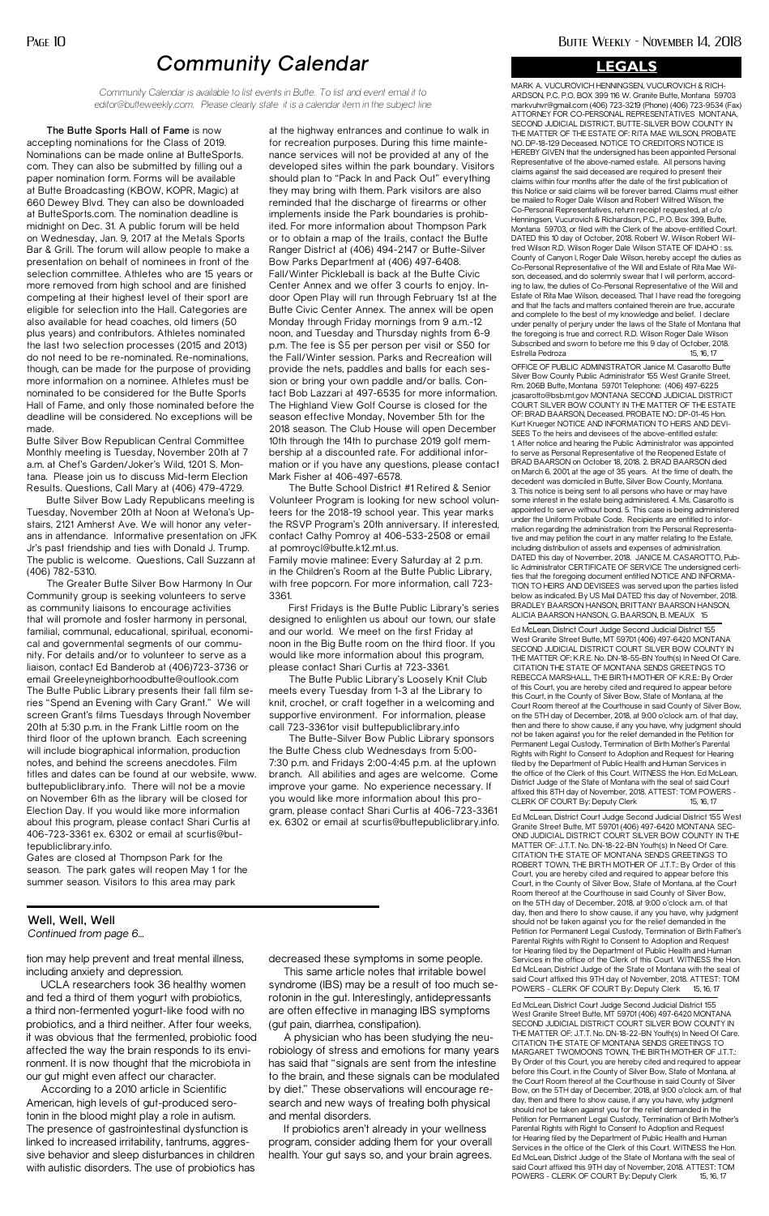# Community Calendar

*Community Calendar is available to list events in Butte. To list and event email it to editor@butteweekly.com. Please clearly state it is a calendar item in the subject line*

**The Butte Sports Hall of Fame** is now accepting nominations for the Class of 2019. Nominations can be made online at ButteSports.com. They can also be submitted by filling out a paper nomination form. Forms will be available at Butte Broadcasting (KBOW, KOPR, Magic) at 660 Dewey Blvd. They can also be downloaded at ButteSports.com. The nomination deadline is midnight on Dec. 31. A public forum will be held on Wednesday, Jan. 9, 2017 at the Metals Sports Bar & Grill. The forum will allow people to make a presentation on behalf of nominees in front of the selection committee. Athletes who are 15 years or more removed from high school and are finished competing at their highest level of their sport are eligible for selection into the Hall. Categories are also available for head coaches, old timers (50 plus years) and contributors. Athletes nominated the last two selection processes (2015 and 2013) do not need to be re-nominated. Re-nominations, though, can be made for the purpose of providing more information on a nominee. Athletes must be nominated to be considered for the Butte Sports Hall of Fame, and only those nominated before the deadline will be considered. No exceptions will be made.

Butte Silver Bow Republican Central Committee Monthly meeting is Tuesday, November 20th at 7 a.m. at Chef's Garden/Joker's Wild, 1201 S. Montana. Please join us to discuss Mid-term Election Results. Questions, Call Mary at (406) 479-4729.

Butte Silver Bow Lady Republicans meeting is Tuesday, November 20th at Noon at Wetona's Upstairs, 2121 Amherst Ave. We will honor any veterans in attendance. Informative presentation on JFK Jr's past friendship and ties with Donald J. Trump. The public is welcome. Questions, Call Suzzann at (406) 782-5310.

The Greater Butte Silver Bow Harmony In Our Community group is seeking volunteers to serve as community liaisons to encourage activities that will promote and foster harmony in personal, familial, communal, educational, spiritual, economical and governmental segments of our community. For details and/or to volunteer to serve as a liaison, contact Ed Banderob at (406)723-3736 or email Greeleyneighborhoodbutte@outlook.com

The Butte Public Library presents their fall film series "Spend an Evening with Cary Grant." We will screen Grant's films Tuesdays through November 20th at 5:30 p.m. in the Frank Little room on the third floor of the uptown branch. Each screening will include biographical information, production notes, and behind the screens anecdotes. Film titles and dates can be found at our website, www.buttepubliclibrary.info. There will not be a movie on November 6th as the library will be closed for Election Day. If you would like more information about this program, please contact Shari Curtis at 406-723-3361 ex. 6302 or email at scurtis@buttepubliclibrary.info.

Gates are closed at Thompson Park for the season. The park gates will reopen May 1 for the summer season. Visitors to this area may park at the highway entrances and continue to walk in for recreation purposes. During this time maintenance services will not be provided at any of the developed sites within the park boundary. Visitors should plan to "Pack In and Pack Out" everything they may bring with them. Park visitors are also reminded that the discharge of firearms or other implements inside the Park boundaries is prohibited. For more information about Thompson Park or to obtain a map of the trails, contact the Butte Ranger District at (406) 494-2147 or Butte-Silver Bow Parks Department at (406) 497-6408.

Fall/Winter Pickleball is back at the Butte Civic Center Annex and we offer 3 courts to enjoy. Indoor Open Play will run through February 1st at the Butte Civic Center Annex. The annex will be open Monday through Friday mornings from 9 a.m.-12 noon, and Tuesday and Thursday nights from 6-9 p.m. The fee is $5 per person per visit or $50 for the Fall/Winter session. Parks and Recreation will provide the nets, paddles and balls for each session or bring your own paddle and/or balls. Contact Bob Lazzari at 497-6535 for more information.

The Highland View Golf Course is closed for the season effective Monday, November 5th for the 2018 season. The Club House will open December 10th through the 14th to purchase 2019 golf membership at a discounted rate. For additional information or if you have any questions, please contact Mark Fisher at 406-497-6578.

The Butte School District #1 Retired & Senior Volunteer Program is looking for new school volunteers for the 2018-19 school year. This year marks the RSVP Program's 20th anniversary. If interested, contact Cathy Pomroy at 406-533-2508 or email at pomroyc1@butte.k12.mt.us.

Family movie matinee: Every Saturday at 2 p.m. in the Children's Room at the Butte Public Library, with free popcorn. For more information, call 723-3361.

First Fridays is the Butte Public Library's series designed to enlighten us about our town, our state and our world. We meet on the first Friday at noon in the Big Butte room on the third floor. If you would like more information about this program, please contact Shari Curtis at 723-3361.

The Butte Public Library's Loosely Knit Club meets every Tuesday from 1-3 at the Library to knit, crochet, or craft together in a welcoming and supportive environment. For information, please call 723-3361or visit buttepubliclibrary.info

The Butte-Silver Bow Public Library sponsors the Butte Chess club Wednesdays from 5:00-7:30 p.m. and Fridays 2:00-4:45 p.m. at the uptown branch. All abilities and ages are welcome. Come improve your game. No experience necessary. If you would like more information about this program, please contact Shari Curtis at 406-723-3361 ex. 6302 or email at scurtis@buttepubliclibrary.info.

## Well, Well, Well

*Continued from page 6...*

tion may help prevent and treat mental illness, including anxiety and depression.

UCLA researchers took 36 healthy women and fed a third of them yogurt with probiotics, a third non-fermented yogurt-like food with no probiotics, and a third neither. After four weeks, it was obvious that the fermented, probiotic food affected the way the brain responds to its environment. It is now thought that the microbiota in our gut might even affect our character.

According to a 2010 article in Scientific American, high levels of gut-produced serotonin in the blood might play a role in autism. The presence of gastrointestinal dysfunction is linked to increased irritability, tantrums, aggressive behavior and sleep disturbances in children with autistic disorders. The use of probiotics has decreased these symptoms in some people.

This same article notes that irritable bowel syndrome (IBS) may be a result of too much serotonin in the gut. Interestingly, antidepressants are often effective in managing IBS symptoms (gut pain, diarrhea, constipation).

A physician who has been studying the neurobiology of stress and emotions for many years has said that "signals are sent from the intestine to the brain, and these signals can be modulated by diet." These observations will encourage research and new ways of treating both physical and mental disorders.

If probiotics aren't already in your wellness program, consider adding them for your overall health. Your gut says so, and your brain agrees.

## LEGALS

MARK A. VUCUROVICH HENNINGSEN, VUCUROVICH & RICHARDSON, P.C. P.O. BOX 399 116 W. Granite Butte, Montana 59703 markvuhvr@gmail.com (406) 723-3219 (Phone) (406) 723-9534 (Fax) ATTORNEY FOR CO-PERSONAL REPRESENTATIVES MONTANA, SECOND JUDICIAL DISTRICT, BUTTE-SILVER BOW COUNTY IN THE MATTER OF THE ESTATE OF: RITA MAE WILSON, PROBATE NO. DP-18-129 Deceased. NOTICE TO CREDITORS NOTICE IS HEREBY GIVEN that the undersigned has been appointed Personal Representative of the above-named estate. All persons having claims against the said deceased are required to present their claims within four months after the date of the first publication of this Notice or said claims will be forever barred. Claims must either be mailed to Roger Dale Wilson and Robert Wilfred Wilson, the Co-Personal Representatives, return receipt requested, at c/o Henningsen, Vucurovich & Richardson, P.C., P.O. Box 399, Butte, Montana 59703, or filed with the Clerk of the above-entitled Court. DATED this 10 day of October, 2018. Robert W. Wilson Robert Wilfred Wilson R.D. Wilson Roger Dale Wilson STATE OF IDAHO : ss. County of Canyon I, Roger Dale Wilson, hereby accept the duties as Co-Personal Representative of the Will and Estate of Rita Mae Wilson, deceased, and do solemnly swear that I will perform, according to law, the duties of Co-Personal Representative of the Will and Estate of Rita Mae Wilson, deceased. That I have read the foregoing and that the facts and matters contained therein are true, accurate and complete to the best of my knowledge and belief. I declare under penalty of perjury under the laws of the State of Montana that the foregoing is true and correct. R.D. Wilson Roger Dale Wilson Subscribed and sworn to before me this 9 day of October, 2018. Estrella Pedroza 15, 16, 17

OFFICE OF PUBLIC ADMINISTRATOR Janice M. Casarotto Butte Silver Bow County Public Administrator 155 West Granite Street, Rm. 206B Butte, Montana 59701 Telephone: (406) 497-6225 jcasarotto@bsb.mt.gov MONTANA SECOND JUDICIAL DISTRICT COURT SILVER BOW COUNTY IN THE MATTER OF THE ESTATE OF: BRAD BAARSON, Deceased. PROBATE NO.: DP-01-45 Hon. Kurt Krueger NOTICE AND INFORMATION TO HEIRS AND DEVISEES To the heirs and devisees of the above-entitled estate: 1. After notice and hearing the Public Administrator was appointed to serve as Personal Representative of the Reopened Estate of BRAD BAARSON on October 18, 2018. 2. BRAD BAARSON died on March 6, 2001, at the age of 35 years. At the time of death, the decedent was domiciled in Butte, Silver Bow County, Montana. 3. This notice is being sent to all persons who have or may have some interest in the estate being administered. 4. Ms. Casarotto is appointed to serve without bond. 5. This case is being administered under the Uniform Probate Code. Recipients are entitled to information regarding the administration from the Personal Representative and may petition the court in any matter relating to the Estate, including distribution of assets and expenses of administration. DATED this day of November, 2018. JANICE M. CASAROTTO, Public Administrator CERTIFICATE OF SERVICE The undersigned certifies that the foregoing document entitled NOTICE AND INFORMATION TO HEIRS AND DEVISEES was served upon the parties listed below as indicated. By US Mail DATED this day of November, 2018. BRADLEY BAARSON HANSON, BRITTANY BAARSON HANSON, ALICIA BAARSON HANSON, G. BAARSON, B. MEAUX 15

Ed McLean, District Court Judge Second Judicial District 155 West Granite Street Butte, MT 59701 (406) 497-6420 MONTANA SECOND JUDICIAL DISTRICT COURT SILVER BOW COUNTY IN THE MATTER OF: K.R.E. No. DN-18-55-BN Youth(s) In Need Of Care. CITATION THE STATE OF MONTANA SENDS GREETINGS TO REBECCA MARSHALL, THE BIRTH MOTHER OF K.R.E.: By Order of this Court, you are hereby cited and required to appear before this Court, in the County of Silver Bow, State of Montana, at the Court Room thereof at the Courthouse in said County of Silver Bow, on the 5TH day of December, 2018, at 9:00 o'clock a.m. of that day, then and there to show cause, if any you have, why judgment should not be taken against you for the relief demanded in the Petition for Permanent Legal Custody, Termination of Birth Mother's Parental Rights with Right to Consent to Adoption and Request for Hearing filed by the Department of Public Health and Human Services in the office of the Clerk of this Court. WITNESS the Hon. Ed McLean, District Judge of the State of Montana with the seal of said Court affixed this 8TH day of November, 2018. ATTEST: TOM POWERS - CLERK OF COURT By: Deputy Clerk 15, 16, 17

Ed McLean, District Court Judge Second Judicial District 155 West Granite Street Butte, MT 59701 (406) 497-6420 MONTANA SECOND JUDICIAL DISTRICT COURT SILVER BOW COUNTY IN THE MATTER OF: J.T.T. No. DN-18-22-BN Youth(s) In Need Of Care. CITATION THE STATE OF MONTANA SENDS GREETINGS TO ROBERT TOWN, THE BIRTH MOTHER OF J.T.T.: By Order of this Court, you are hereby cited and required to appear before this Court, in the County of Silver Bow, State of Montana, at the Court Room thereof at the Courthouse in said County of Silver Bow, on the 5TH day of December, 2018, at 9:00 o'clock a.m. of that day, then and there to show cause, if any you have, why judgment should not be taken against you for the relief demanded in the Petition for Permanent Legal Custody, Termination of Birth Father's Parental Rights with Right to Consent to Adoption and Request for Hearing filed by the Department of Public Health and Human Services in the office of the Clerk of this Court. WITNESS the Hon. Ed McLean, District Judge of the State of Montana with the seal of said Court affixed this 9TH day of November, 2018. ATTEST: TOM POWERS - CLERK OF COURT By: Deputy Clerk 15, 16, 17

Ed McLean, District Court Judge Second Judicial District 155 West Granite Street Butte, MT 59701 (406) 497-6420 MONTANA SECOND JUDICIAL DISTRICT COURT SILVER BOW COUNTY IN THE MATTER OF: J.T.T. No. DN-18-22-BN Youth(s) In Need Of Care. CITATION THE STATE OF MONTANA SENDS GREETINGS TO MARGARET TWOMOONS TOWN, THE BIRTH MOTHER OF J.T.T.: By Order of this Court, you are hereby cited and required to appear before this Court, in the County of Silver Bow, State of Montana, at the Court Room thereof at the Courthouse in said County of Silver Bow, on the 5TH day of December, 2018, at 9:00 o'clock a.m. of that day, then and there to show cause, if any you have, why judgment should not be taken against you for the relief demanded in the Petition for Permanent Legal Custody, Termination of Birth Mother's Parental Rights with Right to Consent to Adoption and Request for Hearing filed by the Department of Public Health and Human Services in the office of the Clerk of this Court. WITNESS the Hon. Ed McLean, District Judge of the State of Montana with the seal of said Court affixed this 9TH day of November, 2018. ATTEST: TOM POWERS - CLERK OF COURT By: Deputy Clerk 15, 16, 17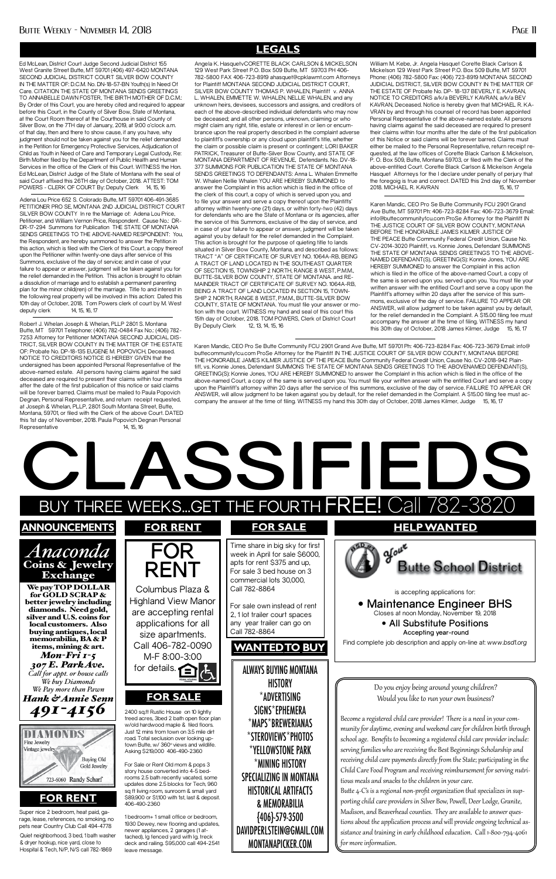# LEGALS

Ed McLean, District Court Judge Second Judicial District 155 West Granite Street Butte, MT 59701 (406) 497-6420 MONTANA SECOND JUDICIAL DISTRICT COURT SILVER BOW COUNTY IN THE MATTER OF: D.C.M. No. DN-18-57-BN Youth(s) In Need Of Care. CITATION THE STATE OF MONTANA SENDS GREETINGS TO ANNABELLE DAWN FOSTER, THE BIRTH MOTHER OF D.C.M.: By Order of this Court, you are hereby cited and required to appear before this Court, in the County of Silver Bow, State of Montana, at the Court Room thereof at the Courthouse in said County of Silver Bow, on the 7TH day of January, 2019, at 9:00 o'clock a.m. of that day, then and there to show cause, if any you have, why judgment should not be taken against you for the relief demanded in the Petition for Emergency Protective Services, Adjudication of Child as Youth in Need of Care and Temporary Legal Custody, Re: Birth Mother filed by the Department of Public Health and Human Services in the office of the Clerk of this Court. WITNESS the Hon. Ed McLean, District Judge of the State of Montana with the seal of said Court affixed this 26TH day of October, 2018. ATTEST: TOM POWERS - CLERK OF COURT By: Deputy Clerk 14, 15, 16

Adena Lou Price 652 S. Colorado Butte, MT 59701 406-491-3685 PETITIONER PRO SE, MONTANA 2ND JUDICIAL DISTRICT COURT SILVER BOW COUNTY In re the Marriage of: Adena Lou Price, Petitioner, and William Vernon Price, Respondent. Cause No.: DR-DR-17-294 Summons for Publication THE STATE OF MONTANA SENDS GREETINGS TO THE ABOVE-NAMED RESPONDENT: You, the Respondent, are hereby summoned to answer the Petition in this action, which is filed with the Clerk of this Court, a copy thereof upon the Petitioner within twenty-one days after service of this Summons, exclusive of the day of service; and in case of your failure to appear or answer, judgment will be taken against you for the relief demanded in the Petition. This action is brought to obtain a dissolution of marriage and to establish a permanent parenting plan for the minor child(ren) of the marriage. Title to and interest in the following real property will be involved in this action: Dated this 10th day of October, 2018. Tom Powers clerk of court by M. West deputy clerk 14, 15, 16, 17

Robert J. Whelan Joseph & Whelan, PLLP 2801 S. Montana Butte, MT 59701 Telephone: (406) 782-0484 Fax No.: (406) 782-7253 Attorney for Petitioner MONTANA SECOND JUDICIAL DISTRICT, SILVER BOW COUNTY IN THE MATTER OF THE ESTATE OF: Probate No. DP-18-135 EUGENE M. POPOVICH, Deceased. NOTICE TO CREDITORS NOTICE IS HEREBY GIVEN that the undersigned has been appointed Personal Representative of the above-named estate. All persons having claims against the said deceased are required to present their claims within four months after the date of the first publication of this notice or said claims will be forever barred. Claims must be mailed to Paula Popovich Degnan, Personal Representative, and return receipt requested, at Joseph & Whelan, PLLP, 2801 South Montana Street, Butte, Montana, 59701, or filed with the Clerk of the above Court. DATED this 1st day of November, 2018. Paula Popovich Degnan Personal Representative 14, 15, 16

Angela K. HasquetvCORETTE BLACK CARLSON & MICKELSON 129 West Park Street P.O. Box 509 Butte, MT 59703 PH 406-782-5800 FAX 406-723-8919 ahasquet@cpklawmt.com Attorneys for Plaintiff MONTANA SECOND JUDICIAL DISTRICT COURT, SILVER BOW COUNTY THOMAS P. WHALEN, Plaintiff v. ANNA L. WHALEN, EMMETTE W. WHALEN, NELLIE WHALEN, and any unknown heirs, devisees, successors and assigns, and creditors of each of the above-described individual defendants who may now be deceased; and all other persons, unknown, claiming or who might claim any right, title, estate or interest in or lien or encumbrance upon the real property described in the complaint adverse to plaintiff's ownership or any cloud upon plaintiff's title, whether the claim or possible claim is present or contingent; LORI BAKER PATRICK, Treasurer of Butte-Silver Bow County, and STATE OF MONTANA DEPARTMENT OF REVENUE, Defendants. No. DV-18-377 SUMMONS FOR PUBLICATION THE STATE OF MONTANA SENDS GREETINGS TO DEFENDANTS: Anna L. Whalen Emmette W. Whalen Nellie Whalen YOU ARE HEREBY SUMMONED to answer the Complaint in this action which is filed in the office of the clerk of this court, a copy of which is served upon you, and to file your answer and serve a copy thereof upon the Plaintiffs' attorney within twenty-one (21) days, or within forty-two (42) days for defendants who are the State of Montana or its agencies, after the service of this Summons, exclusive of the day of service, and in case of your failure to appear or answer, judgment will be taken against you by default for the relief demanded in the Complaint. This action is brought for the purpose of quieting title to lands situated in Silver Bow County, Montana, and described as follows: TRACT "A" OF CERTIFICATE OF SURVEY NO. 1064A-RB, BEING A TRACT OF LAND LOCATED IN THE SOUTHEAST QUARTER OF SECTION 15, TOWNSHIP 2 NORTH, RANGE 8 WEST, P.M.M., BUTTE-SILVER BOW COUNTY, STATE OF MONTANA. and REMAINDER TRACT OF CERTIFICATE OF SURVEY NO. 1064A-RB, BEING A TRACT OF LAND LOCATED IN SECTION 15, TOWNSHIP 2 NORTH, RANGE 8 WEST, P.M.M., BUTTE-SILVER BOW COUNTY, STATE OF MONTANA. You must file your answer or motion with the court. WITNESS my hand and seal of this court this 15th day of October, 2018. TOM POWERS, Clerk of District Court By Deputy Clerk 12, 13, 14, 15, 16

William M. Kebe, Jr. Angela Hasquet Corette Black Carlson & Mickelson 129 West Park Street P.O. Box 509 Butte, MT 59701 Phone: (406) 782-5800 Fax: (406) 723-8919 MONTANA SECOND JUDICIAL DISTRICT, SILVER BOW COUNTY IN THE MATTER OF THE ESTATE OF Probate No. DP- 18-137 BEVERLY E. KAVRAN, NOTICE TO CREDITORS a/k/a BEVERLY KAVRAN, a/k/a BEV KAVRAN, Deceased. Notice is hereby given that MICHAEL R. KAVRAN by and through his counsel of record has been appointed Personal Representative of the above-named estate. All persons having claims against the said deceased are required to present their claims within four months after the date of the first publication of this Notice or said claims will be forever barred. Claims must either be mailed to the Personal Representative, return receipt requested, at the law offices of Corette Black Carlson & Mickelson, P. O. Box 509, Butte, Montana 59703, or filed with the Clerk of the above-entitled Court. Corette Black Carlson & Mickelson Angela Hasquet Attorneys for the I declare under penalty of perjury that the foregoig is true and correct. DATED this 2nd day of November 2018. MICHAEL R. KAVRAN 15, 16, 17

Karen Mandic, CEO Pro Se Butte Community FCU 2901 Grand Ave Butte, MT 59701 Ph: 406-723-8284 Fax: 406-723-3679 Email: info@buttecommunityfcu.com ProSe Attorney for the Plaintiff IN THE JUSTICE COURT OF SILVER BOW COUNTY, MONTANA BEFORE THE HONORABLE JAMES KILMER JUSTICE OF THE PEACE Butte Community Federal Credit Union, Cause No. CV-2014-3020 Plaintiff, vs. Konnie Jones, Defendant SUMMONS THE STATE OF MONTANA SENDS GREETINGS TO THE ABOVE-NAMED DEFENDANT(S), GREETING(S): Konnie Jones, YOU ARE HEREBY SUMMONED to answer the Complaint in this action which is filed in the office of the above-named Court, a copy of the same is served upon you. served upon you. You must file your written answer with the entitled Court and serve a copy upon the Plaintiff's attorney within 20 days after the service of this summons, exclusive of the day of service. FAILURE TO APPEAR OR ANSWER, will allow judgment to be taken against you by default, for the relief demanded in the Complaint. A $15.00 filing fee must accompany the answer at the time of filing. WITNESS my hand this 30th day of October, 2018 James Kilmer, Judge 15, 16, 17

Karen Mandic, CEO Pro Se Butte Community FCU 2901 Grand Ave Butte, MT 59701 Ph: 406-723-8284 Fax: 406-723-3679 Email: info@buttecommunityfcu.com ProSe Attorney for the Plaintiff IN THE JUSTICE COURT OF SILVER BOW COUNTY, MONTANA BEFORE THE HONORABLE JAMES KILMER JUSTICE OF THE PEACE Butte Community Federal Credit Union, Cause No. CV-2018-942 Plaintiff, vs. Konnie Jones, Defendant SUMMONS THE STATE OF MONTANA SENDS GREETINGS TO THE ABOVENAMED DEFENDANT(S), GREETING(S): Konnie Jones, YOU ARE HEREBY SUMMONED to answer the Complaint in this action which is filed in the office of the above-named Court, a copy of the same is served upon you. You must file your written answer with the entitled Court and serve a copy upon the Plaintiff's attorney within 20 days after the service of this summons, exclusive of the day of service. FAILURE TO APPEAR OR ANSWER, will allow judgment to be taken against you by default, for the relief demanded in the Complaint. A $15.00 filing fee must accompany the answer at the time of filing. WITNESS my hand this 30th day of October, 2018 James Kilmer, Judge 15, 16, 17

# CLASSIFIEDS

BUY THREE WEEKS...GET THE FOURTH FREE! Call 782-3820

## ANNOUNCEMENTS

**Anaconda Coins & Jewelry Exchange**

**We pay TOP DOLLAR for GOLD SCRAP & better jewelry including diamonds. Need gold, silver and U.S. coins for local customers. Also buying antiques, local memorabilia, BA & P items, mining & art.**

*Mon-Fri 1-5*
*307 E. Park Ave.*
*Call for appt. or house calls*
*We buy Diamonds*
*We Pay more than Pawn*
*Hank & Annie Senn*
*491-4156*

DIAMONDS
Fine Jewelry
Vintage jewelry
Buying Old Gold Jewelry
723-6060 Randy Scharf

## FOR RENT

Super nice 2 bedroom, heat paid, garage, lease, references, no smoking, no pets near Country Club Call 494-4778

Quiet neighborhood, 3 bed, 1 bath washer & dryer hookup, nice yard, close to Hospital & Tech, N/P, N/S call 782-1869

## FOR RENT

FOR RENT

Columbus Plaza & Highland View Manor are accepting rental applications for all size apartments. Call 406-782-0090 M-F 8:00-3:00 for details.

## FOR SALE

2400 sq.ft Rustic House on 10 lightly treed acres, 3bed 2 bath open floor plan w/old hardwood maple & tiled floors. Just 12 mins from town on 3.5 mile dirt road. Total seclusion over looking uptown Butte, w/ 360° views and wildlife. Asking $219,000 406-490-2360

For Sale or Rent Old mom & pops 3 story house converted into 4-5 bedrooms 2.5 bath recently vacated, some updates done 2.5 blocks for Tech, 960 sq ft living room, sunroom & small yard $89,900 or $1,100 with 1st, last & deposit. 406-490-2360

1 bedroom+ 1 small office or bedroom, 1930 Dewey, new flooring and updates, newer appliances, 2 garages (1 attached), lg fenced yard with lg. treck deck and railing. $95,000 call 494-2541 leave message.

## FOR SALE

Time share in big sky for first week in April for sale $6000, apts for rent $375 and up, For sale 3 bed house on 3 commercial lots 30,000, Call 782-8864

For sale own instead of rent 2, 1 lot trailer court spaces any year trailer can go on Call 782-8864

## WANTED TO BUY

ALWAYS BUYING MONTANA HISTORY
*ADVERTISING SIGNS*EPHEMERA
*MAPS*BREWERIANAS
*STEROVIEWS*PHOTOS
*YELLOWSTONE PARK
*MINING HISTORY
SPECIALIZING IN MONTANA HISTORICAL ARTIFACTS & MEMORABILIA
{406}-579-3500
DAVIDPERLSTEIN@GMAIL.COM
MONTANAPICKER.COM

## HELP WANTED

Your Butte School District

is accepting applications for:

- **Maintenance Engineer BHS**
  Closes at noon Monday, November 19, 2018
- **All Substitute Positions**
  Accepting year-round

Find complete job description and apply on-line at: *www.bsd1.org*

Do you enjoy being around young children?
Would you like to run your own business?

Become a registered child care provider! There is a need in your community for daytime, evening and weekend care for children birth through school age. Benefits to becoming a registered child care provider include: serving families who are receiving the Best Beginnings Scholarship and receiving child care payments directly from the State; participating in the Child Care Food Program and receiving reimbursement for serving nutritious meals and snacks to the children in your care.

Butte 4-C's is a regional non-profit organization that specializes in supporting child care providers in Silver Bow, Powell, Deer Lodge, Granite, Madison, and Beaverhead counties. They are available to answer questions about the application process and will provide ongoing technical assistance and training in early childhood education. Call 1-800-794-4061 for more information.